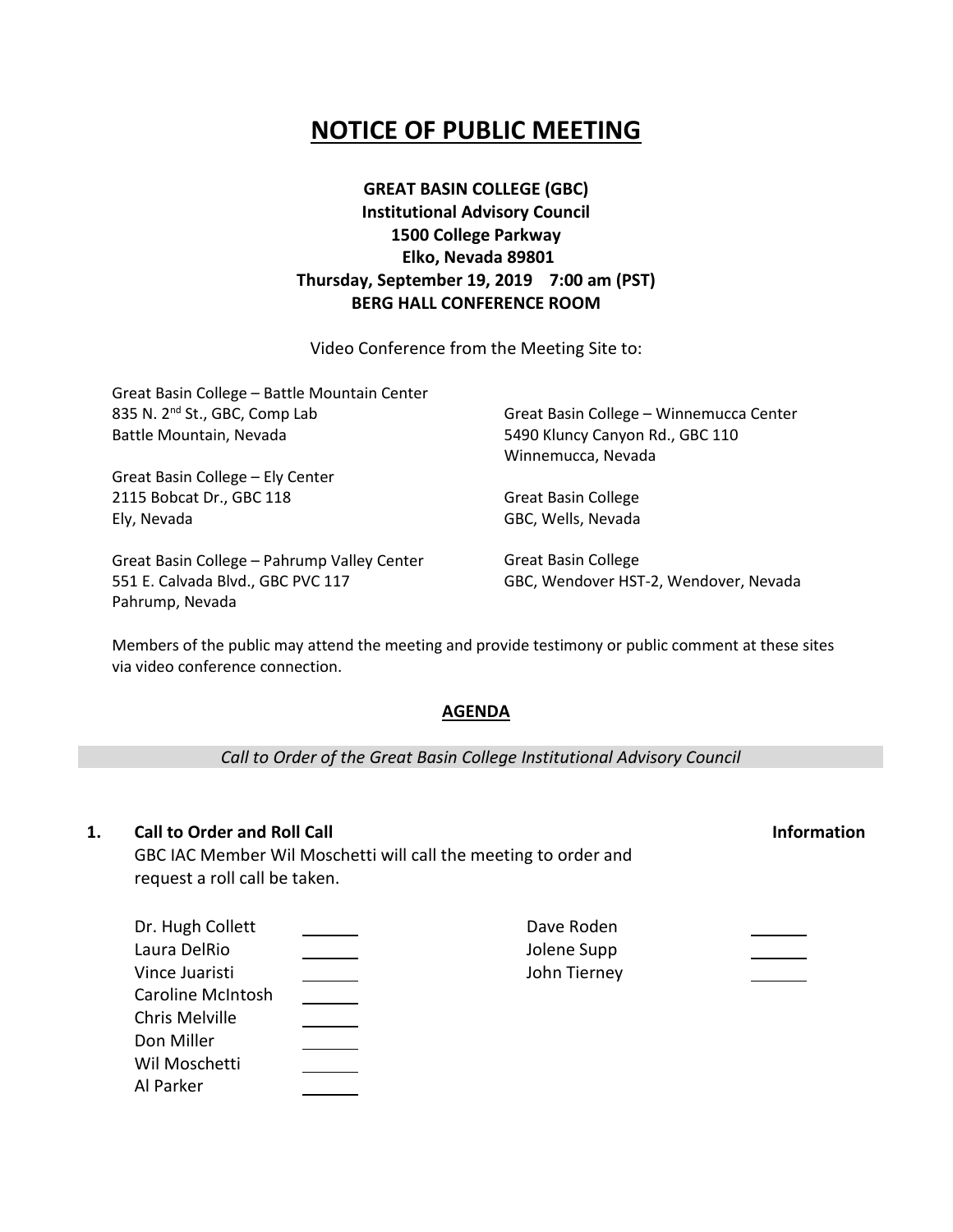# NOTICE OF PUBLIC MEETING

**GREAT BASIN COLLEGE (GBC)**
**Institutional Advisory Council**
**1500 College Parkway**
**Elko, Nevada 89801**
**Thursday, September 19, 2019 7:00 am (PST)**
**BERG HALL CONFERENCE ROOM**

Video Conference from the Meeting Site to:

Great Basin College – Battle Mountain Center
835 N. 2nd St., GBC, Comp Lab
Battle Mountain, Nevada

Great Basin College – Ely Center
2115 Bobcat Dr., GBC 118
Ely, Nevada

Great Basin College – Pahrump Valley Center
551 E. Calvada Blvd., GBC PVC 117
Pahrump, Nevada

Great Basin College – Winnemucca Center
5490 Kluncy Canyon Rd., GBC 110
Winnemucca, Nevada

Great Basin College
GBC, Wells, Nevada

Great Basin College
GBC, Wendover HST-2, Wendover, Nevada

Members of the public may attend the meeting and provide testimony or public comment at these sites via video conference connection.

## AGENDA

*Call to Order of the Great Basin College Institutional Advisory Council*

**1. Call to Order and Roll Call** **Information**

GBC IAC Member Wil Moschetti will call the meeting to order and request a roll call be taken.

| | | | |
|---|---|---|---|
| Dr. Hugh Collett | ______ | Dave Roden | ______ |
| Laura DelRio | ______ | Jolene Supp | ______ |
| Vince Juaristi | ______ | John Tierney | ______ |
| Caroline McIntosh | ______ | | |
| Chris Melville | ______ | | |
| Don Miller | ______ | | |
| Wil Moschetti | ______ | | |
| Al Parker | ______ | | |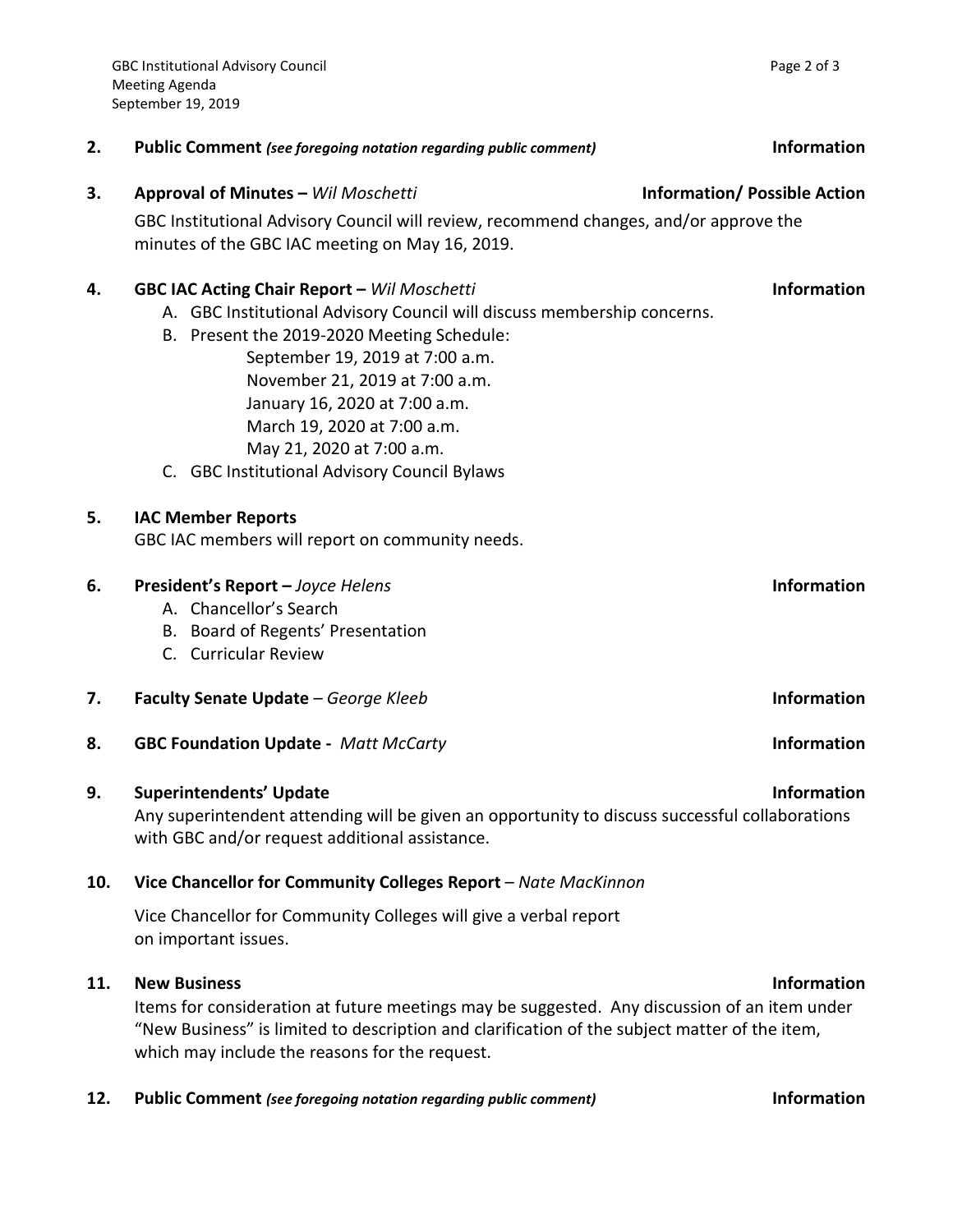**2. Public Comment** *(see foregoing notation regarding public comment)* **Information**

**3. Approval of Minutes –** *Wil Moschetti* **Information/ Possible Action**

GBC Institutional Advisory Council will review, recommend changes, and/or approve the minutes of the GBC IAC meeting on May 16, 2019.

**4. GBC IAC Acting Chair Report –** *Wil Moschetti* **Information**

A. GBC Institutional Advisory Council will discuss membership concerns.

B. Present the 2019-2020 Meeting Schedule:

September 19, 2019 at 7:00 a.m.
November 21, 2019 at 7:00 a.m.
January 16, 2020 at 7:00 a.m.
March 19, 2020 at 7:00 a.m.
May 21, 2020 at 7:00 a.m.

C. GBC Institutional Advisory Council Bylaws

**5. IAC Member Reports**

GBC IAC members will report on community needs.

**6. President's Report –** *Joyce Helens* **Information**

A. Chancellor's Search

B. Board of Regents' Presentation

C. Curricular Review

**7. Faculty Senate Update** – *George Kleeb* **Information**

**8. GBC Foundation Update -** *Matt McCarty* **Information**

**9. Superintendents' Update** **Information**

Any superintendent attending will be given an opportunity to discuss successful collaborations with GBC and/or request additional assistance.

**10. Vice Chancellor for Community Colleges Report** – *Nate MacKinnon*

Vice Chancellor for Community Colleges will give a verbal report on important issues.

**11. New Business** **Information**

Items for consideration at future meetings may be suggested. Any discussion of an item under "New Business" is limited to description and clarification of the subject matter of the item, which may include the reasons for the request.

**12. Public Comment** *(see foregoing notation regarding public comment)* **Information**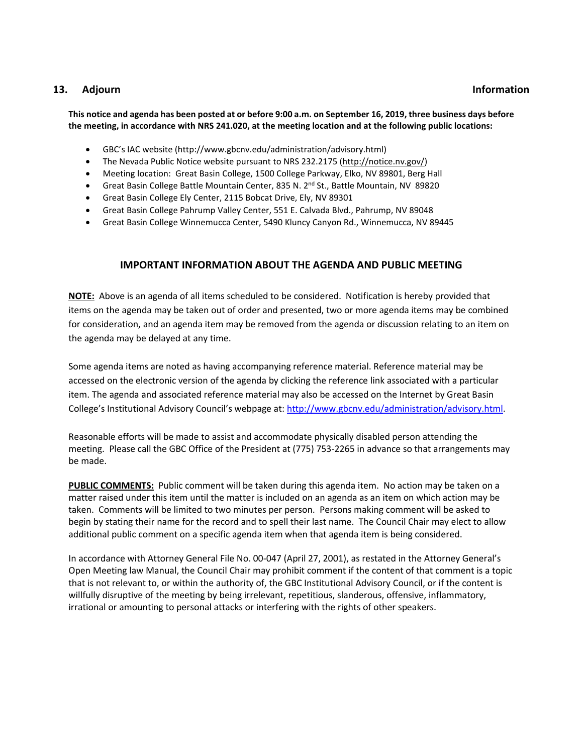**13. Adjourn** **Information**

**This notice and agenda has been posted at or before 9:00 a.m. on September 16, 2019, three business days before the meeting, in accordance with NRS 241.020, at the meeting location and at the following public locations:**

- GBC's IAC website (http://www.gbcnv.edu/administration/advisory.html)
- The Nevada Public Notice website pursuant to NRS 232.2175 (http://notice.nv.gov/)
- Meeting location: Great Basin College, 1500 College Parkway, Elko, NV 89801, Berg Hall
- Great Basin College Battle Mountain Center, 835 N. 2nd St., Battle Mountain, NV 89820
- Great Basin College Ely Center, 2115 Bobcat Drive, Ely, NV 89301
- Great Basin College Pahrump Valley Center, 551 E. Calvada Blvd., Pahrump, NV 89048
- Great Basin College Winnemucca Center, 5490 Kluncy Canyon Rd., Winnemucca, NV 89445

## IMPORTANT INFORMATION ABOUT THE AGENDA AND PUBLIC MEETING

**NOTE:** Above is an agenda of all items scheduled to be considered. Notification is hereby provided that items on the agenda may be taken out of order and presented, two or more agenda items may be combined for consideration, and an agenda item may be removed from the agenda or discussion relating to an item on the agenda may be delayed at any time.

Some agenda items are noted as having accompanying reference material. Reference material may be accessed on the electronic version of the agenda by clicking the reference link associated with a particular item. The agenda and associated reference material may also be accessed on the Internet by Great Basin College's Institutional Advisory Council's webpage at: http://www.gbcnv.edu/administration/advisory.html.

Reasonable efforts will be made to assist and accommodate physically disabled person attending the meeting. Please call the GBC Office of the President at (775) 753-2265 in advance so that arrangements may be made.

**PUBLIC COMMENTS:** Public comment will be taken during this agenda item. No action may be taken on a matter raised under this item until the matter is included on an agenda as an item on which action may be taken. Comments will be limited to two minutes per person. Persons making comment will be asked to begin by stating their name for the record and to spell their last name. The Council Chair may elect to allow additional public comment on a specific agenda item when that agenda item is being considered.

In accordance with Attorney General File No. 00-047 (April 27, 2001), as restated in the Attorney General's Open Meeting law Manual, the Council Chair may prohibit comment if the content of that comment is a topic that is not relevant to, or within the authority of, the GBC Institutional Advisory Council, or if the content is willfully disruptive of the meeting by being irrelevant, repetitious, slanderous, offensive, inflammatory, irrational or amounting to personal attacks or interfering with the rights of other speakers.